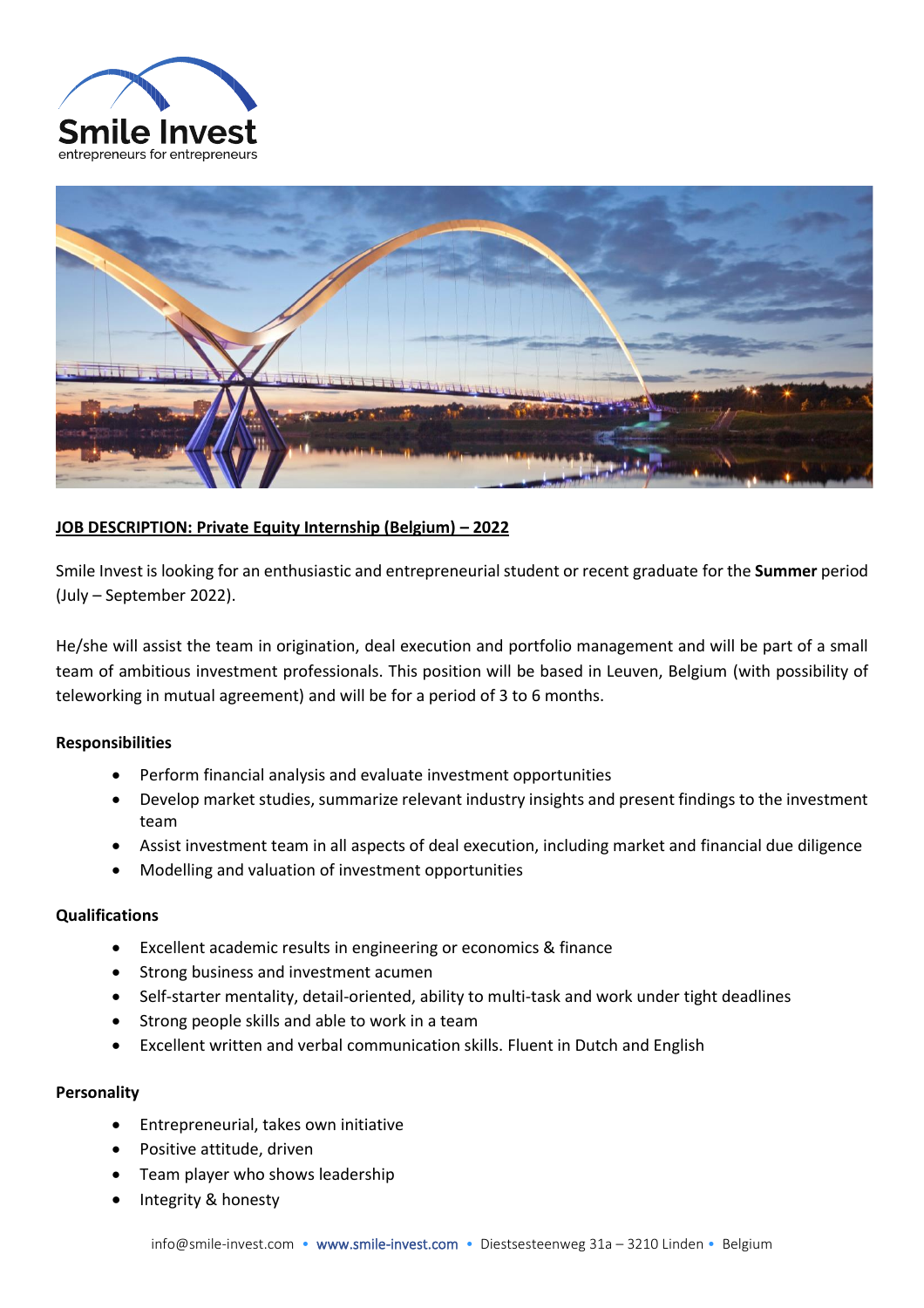Smile Invest
entrepreneurs for entrepreneurs

**JOB DESCRIPTION: Private Equity Internship (Belgium) – 2022**

Smile Invest is looking for an enthusiastic and entrepreneurial student or recent graduate for the **Summer** period (July – September 2022).

He/she will assist the team in origination, deal execution and portfolio management and will be part of a small team of ambitious investment professionals. This position will be based in Leuven, Belgium (with possibility of teleworking in mutual agreement) and will be for a period of 3 to 6 months.

**Responsibilities**

- Perform financial analysis and evaluate investment opportunities
- Develop market studies, summarize relevant industry insights and present findings to the investment team
- Assist investment team in all aspects of deal execution, including market and financial due diligence
- Modelling and valuation of investment opportunities

**Qualifications**

- Excellent academic results in engineering or economics & finance
- Strong business and investment acumen
- Self-starter mentality, detail-oriented, ability to multi-task and work under tight deadlines
- Strong people skills and able to work in a team
- Excellent written and verbal communication skills. Fluent in Dutch and English

**Personality**

- Entrepreneurial, takes own initiative
- Positive attitude, driven
- Team player who shows leadership
- Integrity & honesty

info@smile-invest.com • www.smile-invest.com • Diestsesteenweg 31a – 3210 Linden • Belgium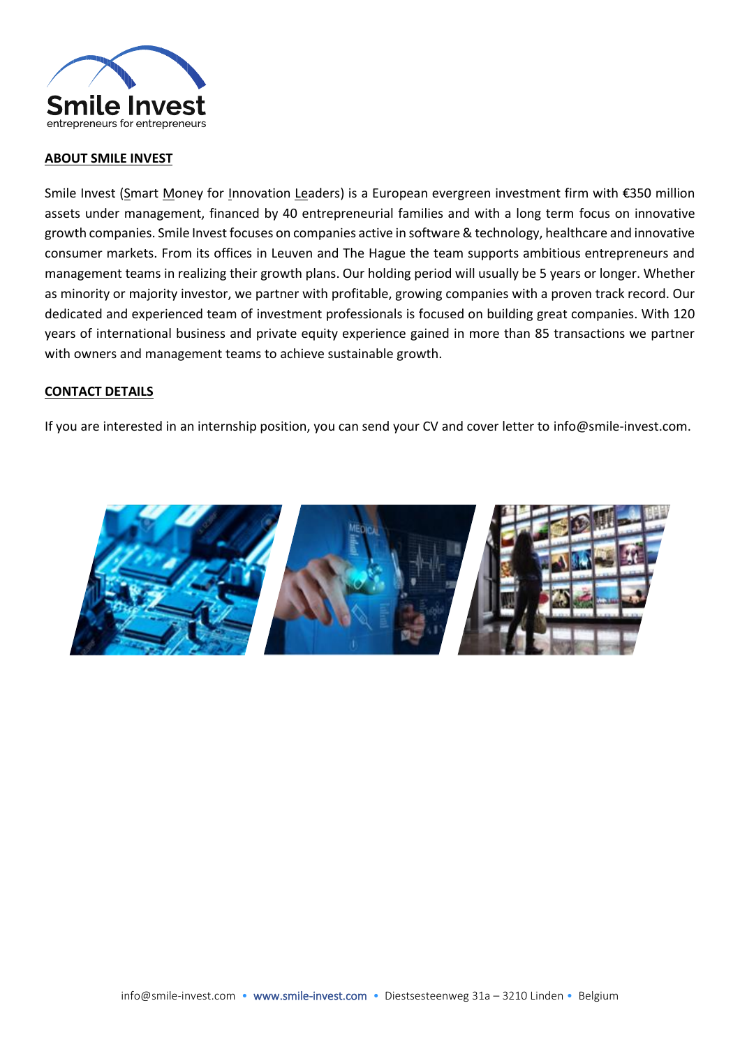## ABOUT SMILE INVEST

Smile Invest (Smart Money for Innovation Leaders) is a European evergreen investment firm with €350 million assets under management, financed by 40 entrepreneurial families and with a long term focus on innovative growth companies. Smile Invest focuses on companies active in software & technology, healthcare and innovative consumer markets. From its offices in Leuven and The Hague the team supports ambitious entrepreneurs and management teams in realizing their growth plans. Our holding period will usually be 5 years or longer. Whether as minority or majority investor, we partner with profitable, growing companies with a proven track record. Our dedicated and experienced team of investment professionals is focused on building great companies. With 120 years of international business and private equity experience gained in more than 85 transactions we partner with owners and management teams to achieve sustainable growth.

## CONTACT DETAILS

If you are interested in an internship position, you can send your CV and cover letter to info@smile-invest.com.

info@smile-invest.com • www.smile-invest.com • Diestsesteenweg 31a – 3210 Linden • Belgium